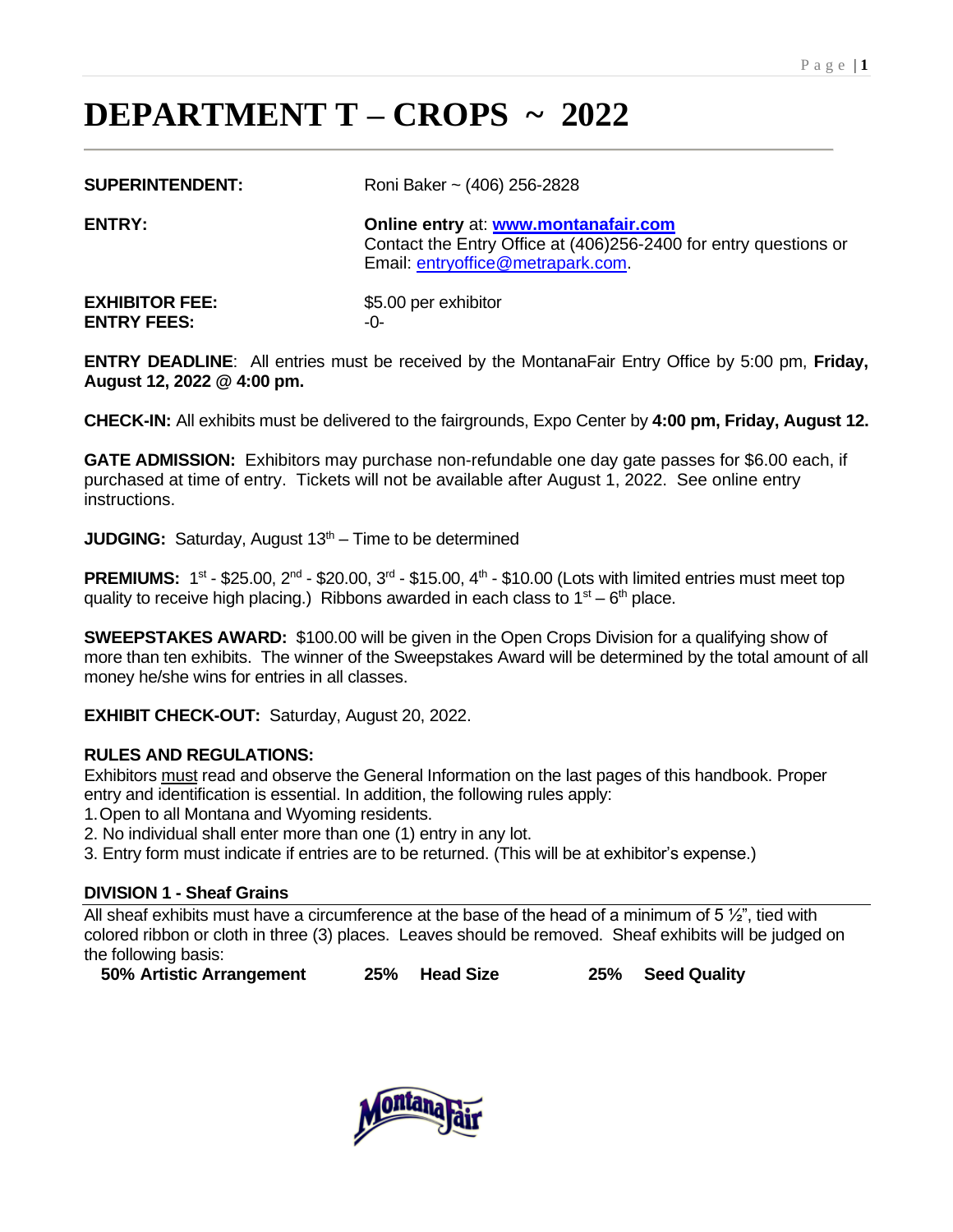// Image-dominant check doesn't apply; footer logo omitted since no images were detected.
# DEPARTMENT T – CROPS ~ 2022

**SUPERINTENDENT:** Roni Baker ~ (406) 256-2828

**ENTRY:** **Online entry** at: **www.montanafair.com**
Contact the Entry Office at (406)256-2400 for entry questions or Email: entryoffice@metrapark.com.

**EXHIBITOR FEE:** $5.00 per exhibitor
**ENTRY FEES:** -0-

**ENTRY DEADLINE**: All entries must be received by the MontanaFair Entry Office by 5:00 pm, **Friday, August 12, 2022 @ 4:00 pm.**

**CHECK-IN:** All exhibits must be delivered to the fairgrounds, Expo Center by **4:00 pm, Friday, August 12.**

**GATE ADMISSION:** Exhibitors may purchase non-refundable one day gate passes for $6.00 each, if purchased at time of entry. Tickets will not be available after August 1, 2022. See online entry instructions.

**JUDGING:** Saturday, August 13th – Time to be determined

**PREMIUMS:** 1st - $25.00, 2nd - $20.00, 3rd - $15.00, 4th - $10.00 (Lots with limited entries must meet top quality to receive high placing.) Ribbons awarded in each class to 1st – 6th place.

**SWEEPSTAKES AWARD:** $100.00 will be given in the Open Crops Division for a qualifying show of more than ten exhibits. The winner of the Sweepstakes Award will be determined by the total amount of all money he/she wins for entries in all classes.

**EXHIBIT CHECK-OUT:** Saturday, August 20, 2022.

**RULES AND REGULATIONS:**
Exhibitors must read and observe the General Information on the last pages of this handbook. Proper entry and identification is essential. In addition, the following rules apply:

1. Open to all Montana and Wyoming residents.
2. No individual shall enter more than one (1) entry in any lot.
3. Entry form must indicate if entries are to be returned. (This will be at exhibitor's expense.)

**DIVISION 1 - Sheaf Grains**

All sheaf exhibits must have a circumference at the base of the head of a minimum of 5 ½", tied with colored ribbon or cloth in three (3) places. Leaves should be removed. Sheaf exhibits will be judged on the following basis:

**50% Artistic Arrangement 25% Head Size 25% Seed Quality**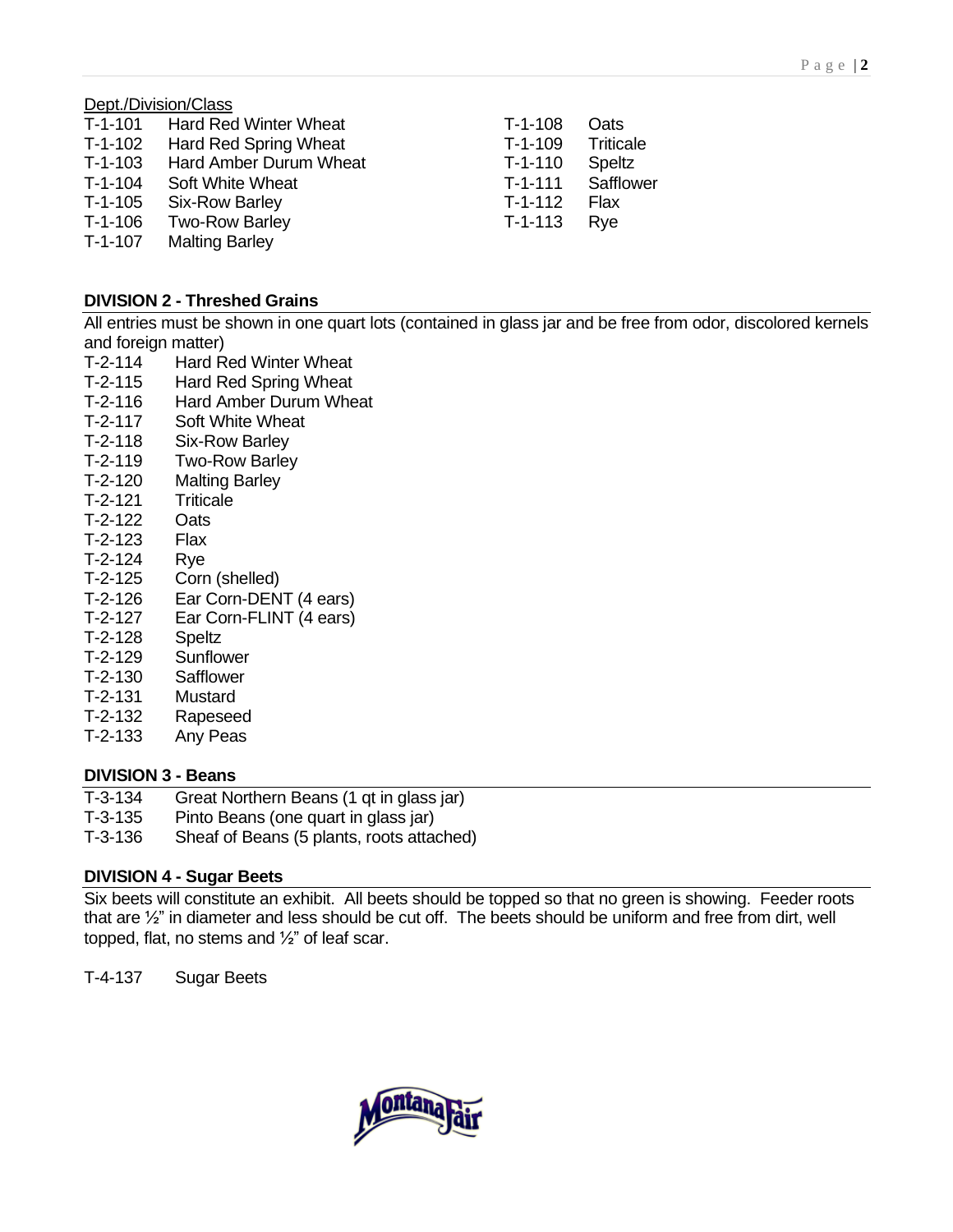Dept./Division/Class

T-1-101 Hard Red Winter Wheat
T-1-102 Hard Red Spring Wheat
T-1-103 Hard Amber Durum Wheat
T-1-104 Soft White Wheat
T-1-105 Six-Row Barley
T-1-106 Two-Row Barley
T-1-107 Malting Barley
T-1-108 Oats
T-1-109 Triticale
T-1-110 Speltz
T-1-111 Safflower
T-1-112 Flax
T-1-113 Rye

**DIVISION 2 - Threshed Grains**

All entries must be shown in one quart lots (contained in glass jar and be free from odor, discolored kernels and foreign matter)

T-2-114 Hard Red Winter Wheat
T-2-115 Hard Red Spring Wheat
T-2-116 Hard Amber Durum Wheat
T-2-117 Soft White Wheat
T-2-118 Six-Row Barley
T-2-119 Two-Row Barley
T-2-120 Malting Barley
T-2-121 Triticale
T-2-122 Oats
T-2-123 Flax
T-2-124 Rye
T-2-125 Corn (shelled)
T-2-126 Ear Corn-DENT (4 ears)
T-2-127 Ear Corn-FLINT (4 ears)
T-2-128 Speltz
T-2-129 Sunflower
T-2-130 Safflower
T-2-131 Mustard
T-2-132 Rapeseed
T-2-133 Any Peas

**DIVISION 3 - Beans**

T-3-134 Great Northern Beans (1 qt in glass jar)
T-3-135 Pinto Beans (one quart in glass jar)
T-3-136 Sheaf of Beans (5 plants, roots attached)

**DIVISION 4 - Sugar Beets**

Six beets will constitute an exhibit. All beets should be topped so that no green is showing. Feeder roots that are ½" in diameter and less should be cut off. The beets should be uniform and free from dirt, well topped, flat, no stems and ½" of leaf scar.

T-4-137 Sugar Beets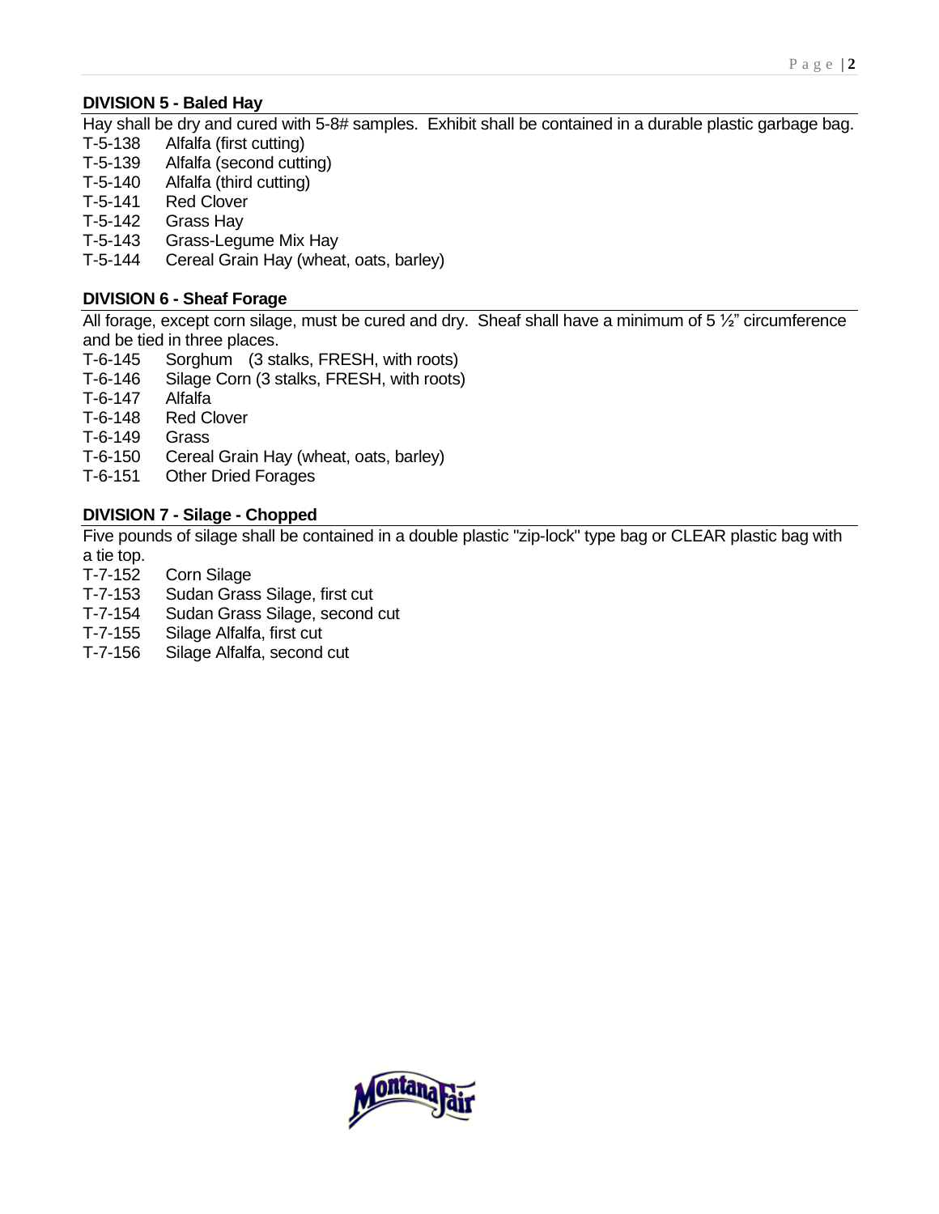### DIVISION 5 - Baled Hay

Hay shall be dry and cured with 5-8# samples. Exhibit shall be contained in a durable plastic garbage bag.

- T-5-138 Alfalfa (first cutting)
- T-5-139 Alfalfa (second cutting)
- T-5-140 Alfalfa (third cutting)
- T-5-141 Red Clover
- T-5-142 Grass Hay
- T-5-143 Grass-Legume Mix Hay
- T-5-144 Cereal Grain Hay (wheat, oats, barley)

### DIVISION 6 - Sheaf Forage

All forage, except corn silage, must be cured and dry. Sheaf shall have a minimum of 5 ½" circumference and be tied in three places.

- T-6-145 Sorghum (3 stalks, FRESH, with roots)
- T-6-146 Silage Corn (3 stalks, FRESH, with roots)
- T-6-147 Alfalfa
- T-6-148 Red Clover
- T-6-149 Grass
- T-6-150 Cereal Grain Hay (wheat, oats, barley)
- T-6-151 Other Dried Forages

### DIVISION 7 - Silage - Chopped

Five pounds of silage shall be contained in a double plastic "zip-lock" type bag or CLEAR plastic bag with a tie top.

- T-7-152 Corn Silage
- T-7-153 Sudan Grass Silage, first cut
- T-7-154 Sudan Grass Silage, second cut
- T-7-155 Silage Alfalfa, first cut
- T-7-156 Silage Alfalfa, second cut